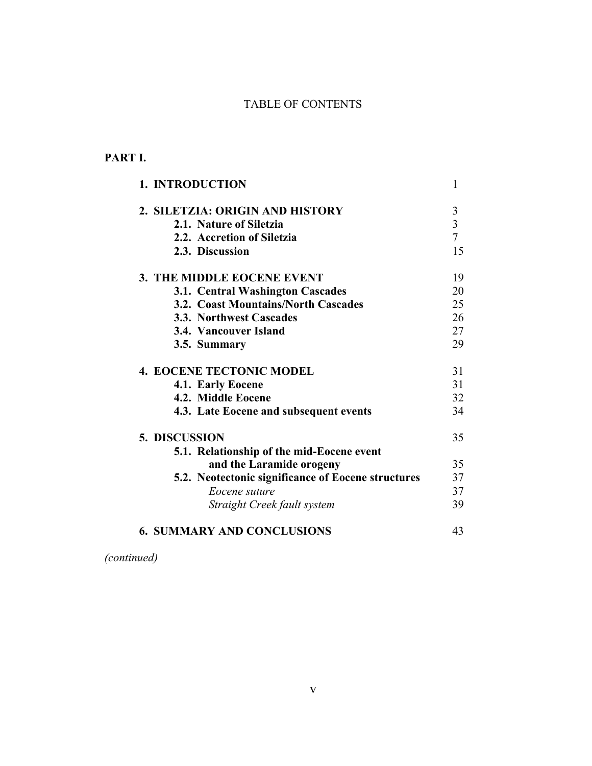# TABLE OF CONTENTS

## PART I.

| | |
|---|---|
| **1. INTRODUCTION** | 1 |
| **2. SILETZIA: ORIGIN AND HISTORY** | 3 |
| **2.1. Nature of Siletzia** | 3 |
| **2.2. Accretion of Siletzia** | 7 |
| **2.3. Discussion** | 15 |
| **3. THE MIDDLE EOCENE EVENT** | 19 |
| **3.1. Central Washington Cascades** | 20 |
| **3.2. Coast Mountains/North Cascades** | 25 |
| **3.3. Northwest Cascades** | 26 |
| **3.4. Vancouver Island** | 27 |
| **3.5. Summary** | 29 |
| **4. EOCENE TECTONIC MODEL** | 31 |
| **4.1. Early Eocene** | 31 |
| **4.2. Middle Eocene** | 32 |
| **4.3. Late Eocene and subsequent events** | 34 |
| **5. DISCUSSION** | 35 |
| **5.1. Relationship of the mid-Eocene event and the Laramide orogeny** | 35 |
| **5.2. Neotectonic significance of Eocene structures** | 37 |
| *Eocene suture* | 37 |
| *Straight Creek fault system* | 39 |
| **6. SUMMARY AND CONCLUSIONS** | 43 |

*(continued)*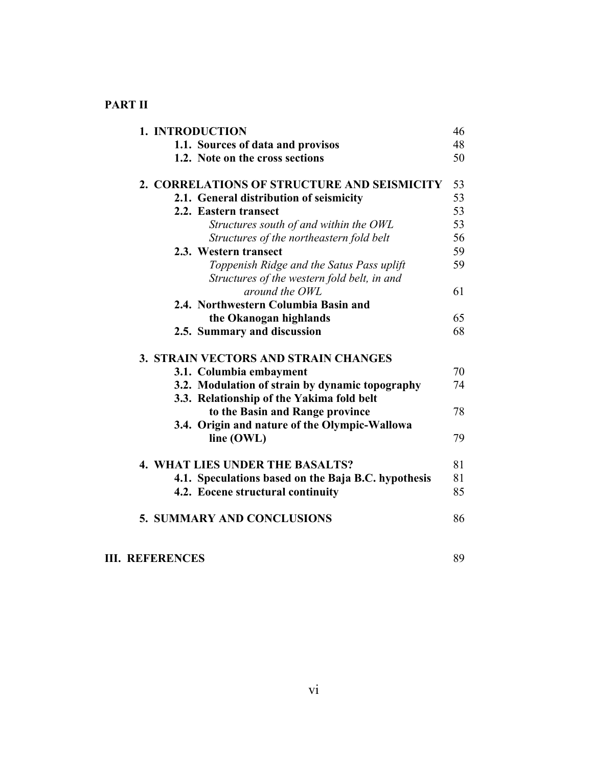**PART II**

| | |
|---|---|
| **1. INTRODUCTION** | 46 |
| **1.1. Sources of data and provisos** | 48 |
| **1.2. Note on the cross sections** | 50 |
| **2. CORRELATIONS OF STRUCTURE AND SEISMICITY** | 53 |
| **2.1. General distribution of seismicity** | 53 |
| **2.2. Eastern transect** | 53 |
| *Structures south of and within the OWL* | 53 |
| *Structures of the northeastern fold belt* | 56 |
| **2.3. Western transect** | 59 |
| *Toppenish Ridge and the Satus Pass uplift* | 59 |
| *Structures of the western fold belt, in and around the OWL* | 61 |
| **2.4. Northwestern Columbia Basin and the Okanogan highlands** | 65 |
| **2.5. Summary and discussion** | 68 |
| **3. STRAIN VECTORS AND STRAIN CHANGES** | |
| **3.1. Columbia embayment** | 70 |
| **3.2. Modulation of strain by dynamic topography** | 74 |
| **3.3. Relationship of the Yakima fold belt to the Basin and Range province** | 78 |
| **3.4. Origin and nature of the Olympic-Wallowa line (OWL)** | 79 |
| **4. WHAT LIES UNDER THE BASALTS?** | 81 |
| **4.1. Speculations based on the Baja B.C. hypothesis** | 81 |
| **4.2. Eocene structural continuity** | 85 |
| **5. SUMMARY AND CONCLUSIONS** | 86 |

**III. REFERENCES** 89